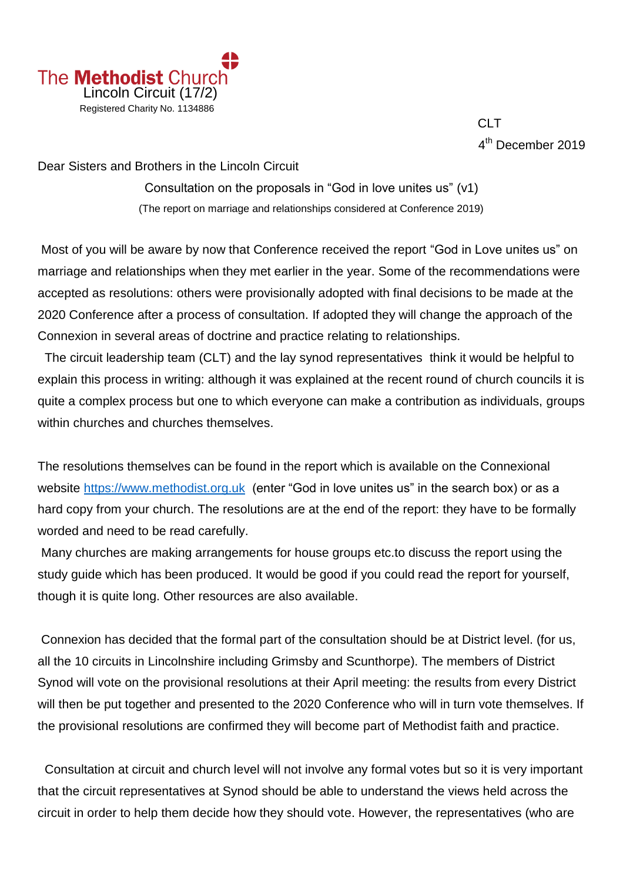The **Methodist** Church
Lincoln Circuit (17/2)
Registered Charity No. 1134886

CLT
4th December 2019

Dear Sisters and Brothers in the Lincoln Circuit

Consultation on the proposals in “God in love unites us” (v1)
(The report on marriage and relationships considered at Conference 2019)

Most of you will be aware by now that Conference received the report “God in Love unites us” on marriage and relationships when they met earlier in the year. Some of the recommendations were accepted as resolutions: others were provisionally adopted with final decisions to be made at the 2020 Conference after a process of consultation. If adopted they will change the approach of the Connexion in several areas of doctrine and practice relating to relationships.

The circuit leadership team (CLT) and the lay synod representatives think it would be helpful to explain this process in writing: although it was explained at the recent round of church councils it is quite a complex process but one to which everyone can make a contribution as individuals, groups within churches and churches themselves.

The resolutions themselves can be found in the report which is available on the Connexional website https://www.methodist.org.uk (enter “God in love unites us” in the search box) or as a hard copy from your church. The resolutions are at the end of the report: they have to be formally worded and need to be read carefully.

Many churches are making arrangements for house groups etc.to discuss the report using the study guide which has been produced. It would be good if you could read the report for yourself, though it is quite long. Other resources are also available.

Connexion has decided that the formal part of the consultation should be at District level. (for us, all the 10 circuits in Lincolnshire including Grimsby and Scunthorpe). The members of District Synod will vote on the provisional resolutions at their April meeting: the results from every District will then be put together and presented to the 2020 Conference who will in turn vote themselves. If the provisional resolutions are confirmed they will become part of Methodist faith and practice.

Consultation at circuit and church level will not involve any formal votes but so it is very important that the circuit representatives at Synod should be able to understand the views held across the circuit in order to help them decide how they should vote. However, the representatives (who are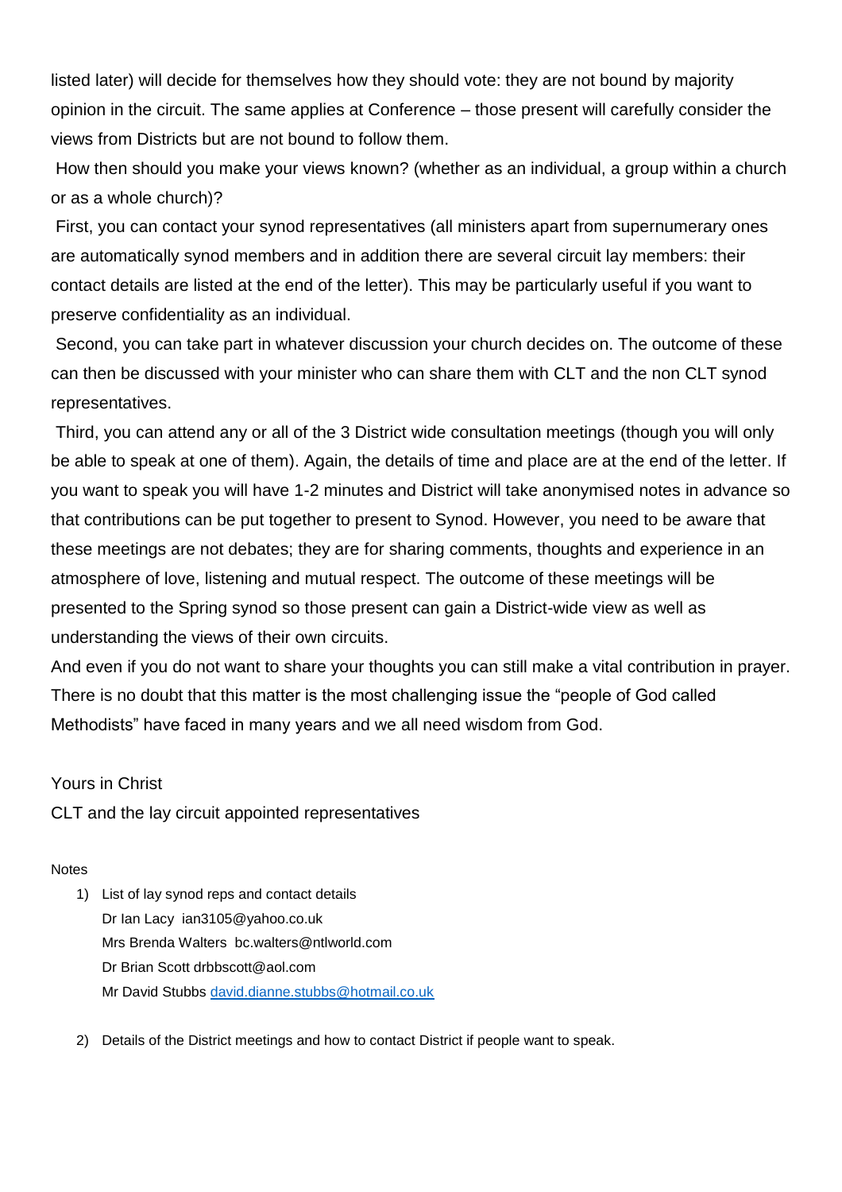listed later) will decide for themselves how they should vote: they are not bound by majority opinion in the circuit. The same applies at Conference – those present will carefully consider the views from Districts but are not bound to follow them.

How then should you make your views known? (whether as an individual, a group within a church or as a whole church)?

First, you can contact your synod representatives (all ministers apart from supernumerary ones are automatically synod members and in addition there are several circuit lay members: their contact details are listed at the end of the letter). This may be particularly useful if you want to preserve confidentiality as an individual.

Second, you can take part in whatever discussion your church decides on. The outcome of these can then be discussed with your minister who can share them with CLT and the non CLT synod representatives.

Third, you can attend any or all of the 3 District wide consultation meetings (though you will only be able to speak at one of them). Again, the details of time and place are at the end of the letter. If you want to speak you will have 1-2 minutes and District will take anonymised notes in advance so that contributions can be put together to present to Synod. However, you need to be aware that these meetings are not debates; they are for sharing comments, thoughts and experience in an atmosphere of love, listening and mutual respect. The outcome of these meetings will be presented to the Spring synod so those present can gain a District-wide view as well as understanding the views of their own circuits.

And even if you do not want to share your thoughts you can still make a vital contribution in prayer. There is no doubt that this matter is the most challenging issue the "people of God called Methodists" have faced in many years and we all need wisdom from God.

Yours in Christ

CLT and the lay circuit appointed representatives

Notes

1) List of lay synod reps and contact details
   Dr Ian Lacy ian3105@yahoo.co.uk
   Mrs Brenda Walters bc.walters@ntlworld.com
   Dr Brian Scott drbbscott@aol.com
   Mr David Stubbs david.dianne.stubbs@hotmail.co.uk

2) Details of the District meetings and how to contact District if people want to speak.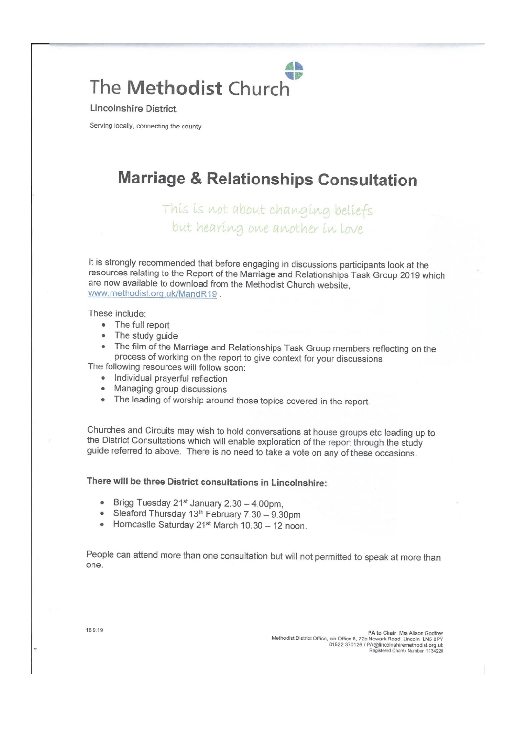The **Methodist** Church

Lincolnshire District

Serving locally, connecting the county

# Marriage & Relationships Consultation

*This is not about changing beliefs but hearing one another in love*

It is strongly recommended that before engaging in discussions participants look at the resources relating to the Report of the Marriage and Relationships Task Group 2019 which are now available to download from the Methodist Church website, www.methodist.org.uk/MandR19 .

These include:

- The full report
- The study guide
- The film of the Marriage and Relationships Task Group members reflecting on the process of working on the report to give context for your discussions

The following resources will follow soon:

- Individual prayerful reflection
- Managing group discussions
- The leading of worship around those topics covered in the report.

Churches and Circuits may wish to hold conversations at house groups etc leading up to the District Consultations which will enable exploration of the report through the study guide referred to above. There is no need to take a vote on any of these occasions.

**There will be three District consultations in Lincolnshire:**

- Brigg Tuesday 21st January 2.30 – 4.00pm,
- Sleaford Thursday 13th February 7.30 – 9.30pm
- Horncastle Saturday 21st March 10.30 – 12 noon.

People can attend more than one consultation but will not permitted to speak at more than one.

16.9.19

**PA to Chair** Mrs Alison Godfrey
Methodist District Office, c/o Office 6, 72a Newark Road, Lincoln LN5 8PY
01522 370126 / PA@lincolnshiremethodist.org.uk
Registered Charity Number: 1134228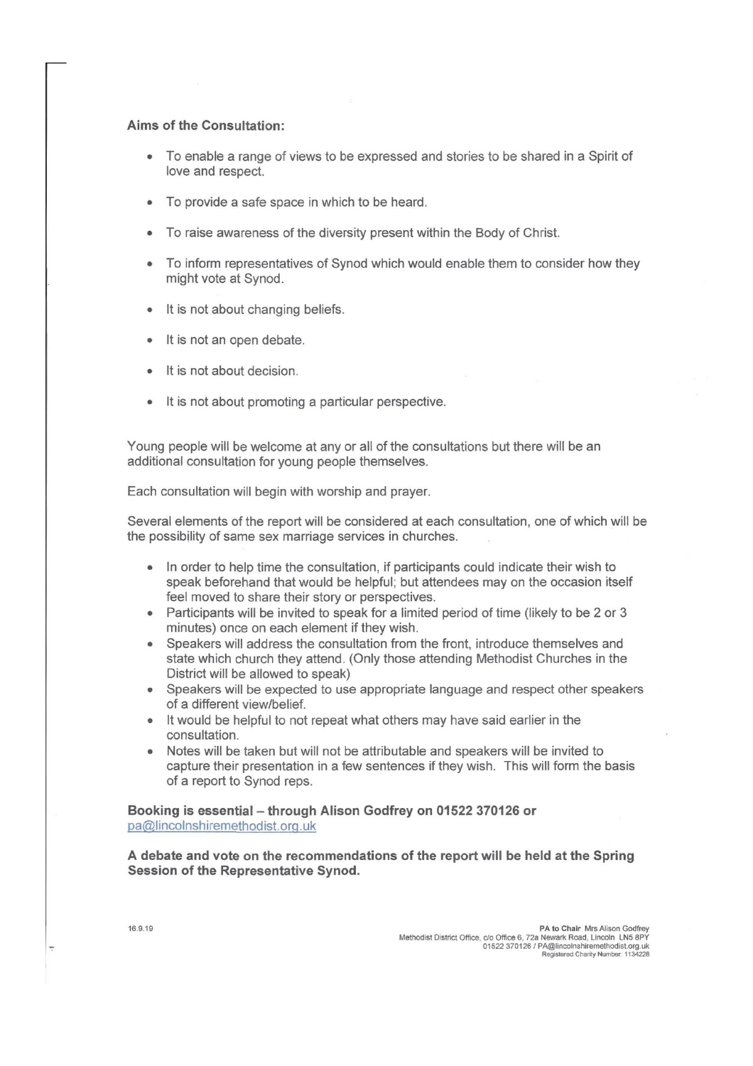**Aims of the Consultation:**

- To enable a range of views to be expressed and stories to be shared in a Spirit of love and respect.
- To provide a safe space in which to be heard.
- To raise awareness of the diversity present within the Body of Christ.
- To inform representatives of Synod which would enable them to consider how they might vote at Synod.
- It is not about changing beliefs.
- It is not an open debate.
- It is not about decision.
- It is not about promoting a particular perspective.

Young people will be welcome at any or all of the consultations but there will be an additional consultation for young people themselves.

Each consultation will begin with worship and prayer.

Several elements of the report will be considered at each consultation, one of which will be the possibility of same sex marriage services in churches.

- In order to help time the consultation, if participants could indicate their wish to speak beforehand that would be helpful; but attendees may on the occasion itself feel moved to share their story or perspectives.
- Participants will be invited to speak for a limited period of time (likely to be 2 or 3 minutes) once on each element if they wish.
- Speakers will address the consultation from the front, introduce themselves and state which church they attend. (Only those attending Methodist Churches in the District will be allowed to speak)
- Speakers will be expected to use appropriate language and respect other speakers of a different view/belief.
- It would be helpful to not repeat what others may have said earlier in the consultation.
- Notes will be taken but will not be attributable and speakers will be invited to capture their presentation in a few sentences if they wish. This will form the basis of a report to Synod reps.

**Booking is essential – through Alison Godfrey on 01522 370126 or** pa@lincolnshiremethodist.org.uk

**A debate and vote on the recommendations of the report will be held at the Spring Session of the Representative Synod.**

16.9.19

**PA to Chair** Mrs Alison Godfrey
Methodist District Office, c/o Office 6, 72a Newark Road, Lincoln LN5 8PY
01522 370126 / PA@lincolnshiremethodist.org.uk
Registered Charity Number: 1134228